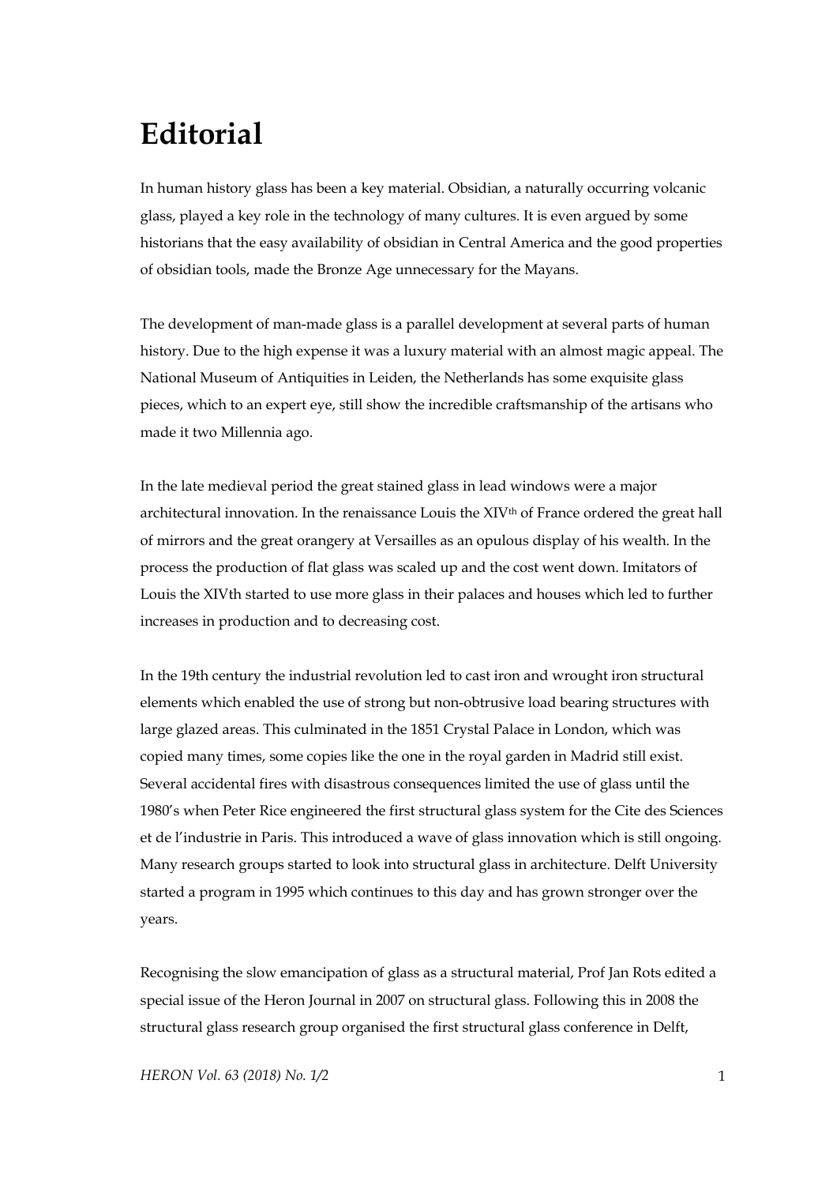# Editorial

In human history glass has been a key material. Obsidian, a naturally occurring volcanic glass, played a key role in the technology of many cultures. It is even argued by some historians that the easy availability of obsidian in Central America and the good properties of obsidian tools, made the Bronze Age unnecessary for the Mayans.

The development of man-made glass is a parallel development at several parts of human history. Due to the high expense it was a luxury material with an almost magic appeal. The National Museum of Antiquities in Leiden, the Netherlands has some exquisite glass pieces, which to an expert eye, still show the incredible craftsmanship of the artisans who made it two Millennia ago.

In the late medieval period the great stained glass in lead windows were a major architectural innovation. In the renaissance Louis the XIV$^{th}$ of France ordered the great hall of mirrors and the great orangery at Versailles as an opulous display of his wealth. In the process the production of flat glass was scaled up and the cost went down. Imitators of Louis the XIVth started to use more glass in their palaces and houses which led to further increases in production and to decreasing cost.

In the 19th century the industrial revolution led to cast iron and wrought iron structural elements which enabled the use of strong but non-obtrusive load bearing structures with large glazed areas. This culminated in the 1851 Crystal Palace in London, which was copied many times, some copies like the one in the royal garden in Madrid still exist. Several accidental fires with disastrous consequences limited the use of glass until the 1980's when Peter Rice engineered the first structural glass system for the Cite des Sciences et de l'industrie in Paris. This introduced a wave of glass innovation which is still ongoing. Many research groups started to look into structural glass in architecture. Delft University started a program in 1995 which continues to this day and has grown stronger over the years.

Recognising the slow emancipation of glass as a structural material, Prof Jan Rots edited a special issue of the Heron Journal in 2007 on structural glass. Following this in 2008 the structural glass research group organised the first structural glass conference in Delft,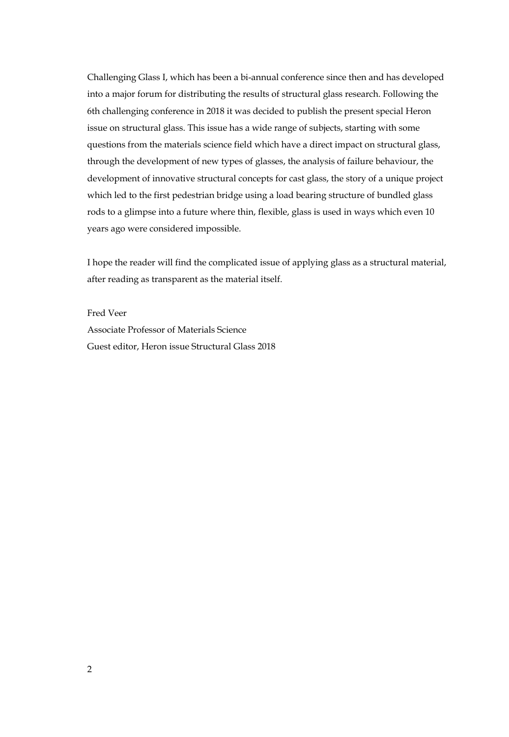Challenging Glass I, which has been a bi-annual conference since then and has developed into a major forum for distributing the results of structural glass research. Following the 6th challenging conference in 2018 it was decided to publish the present special Heron issue on structural glass. This issue has a wide range of subjects, starting with some questions from the materials science field which have a direct impact on structural glass, through the development of new types of glasses, the analysis of failure behaviour, the development of innovative structural concepts for cast glass, the story of a unique project which led to the first pedestrian bridge using a load bearing structure of bundled glass rods to a glimpse into a future where thin, flexible, glass is used in ways which even 10 years ago were considered impossible.

I hope the reader will find the complicated issue of applying glass as a structural material, after reading as transparent as the material itself.

Fred Veer
Associate Professor of Materials Science
Guest editor, Heron issue Structural Glass 2018